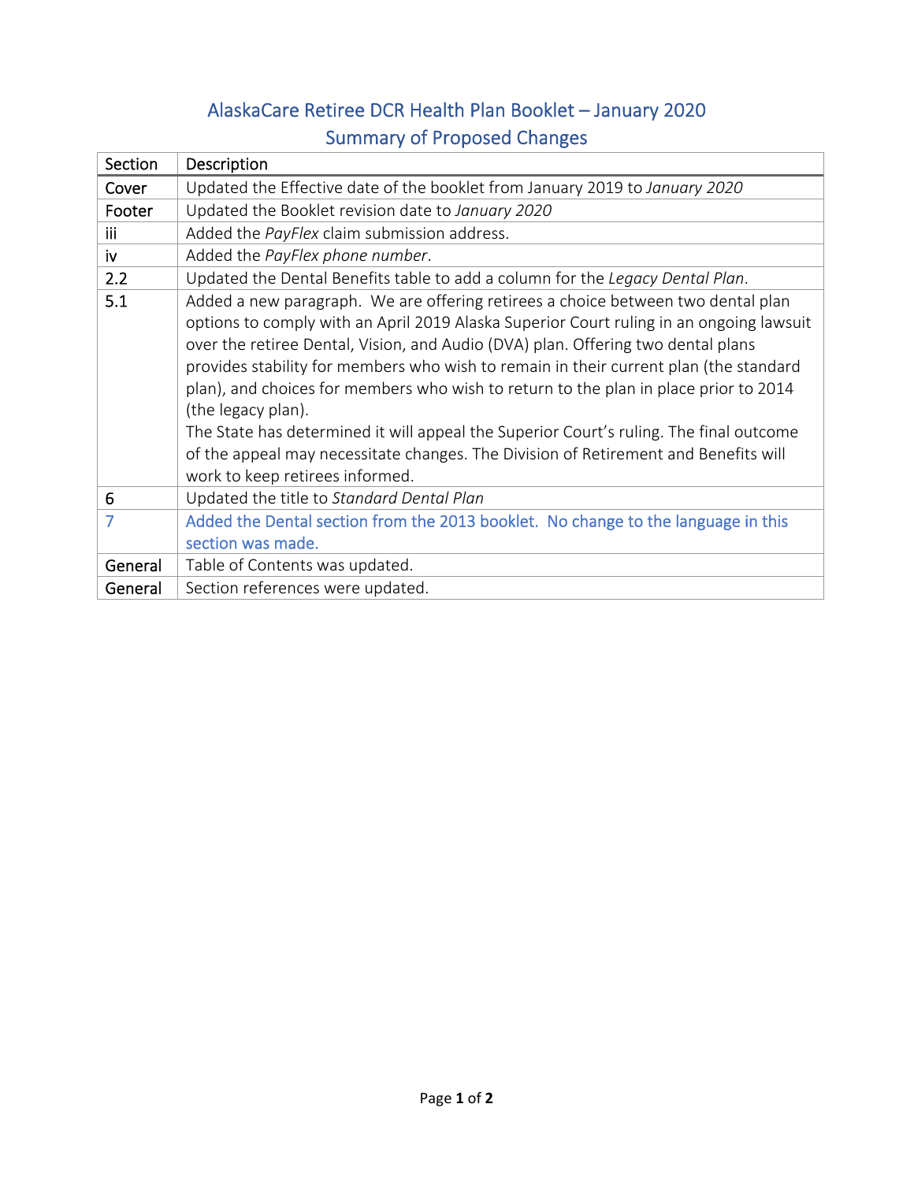# AlaskaCare Retiree DCR Health Plan Booklet – January 2020

## Summary of Proposed Changes

| Section | Description |
|---|---|
| Cover | Updated the Effective date of the booklet from January 2019 to *January 2020* |
| Footer | Updated the Booklet revision date to *January 2020* |
| iii | Added the *PayFlex* claim submission address. |
| iv | Added the *PayFlex phone number*. |
| 2.2 | Updated the Dental Benefits table to add a column for the *Legacy Dental Plan*. |
| 5.1 | Added a new paragraph. We are offering retirees a choice between two dental plan options to comply with an April 2019 Alaska Superior Court ruling in an ongoing lawsuit over the retiree Dental, Vision, and Audio (DVA) plan. Offering two dental plans provides stability for members who wish to remain in their current plan (the standard plan), and choices for members who wish to return to the plan in place prior to 2014 (the legacy plan).<br>The State has determined it will appeal the Superior Court's ruling. The final outcome of the appeal may necessitate changes. The Division of Retirement and Benefits will work to keep retirees informed. |
| 6 | Updated the title to *Standard Dental Plan* |
| 7 | Added the Dental section from the 2013 booklet. No change to the language in this section was made. |
| General | Table of Contents was updated. |
| General | Section references were updated. |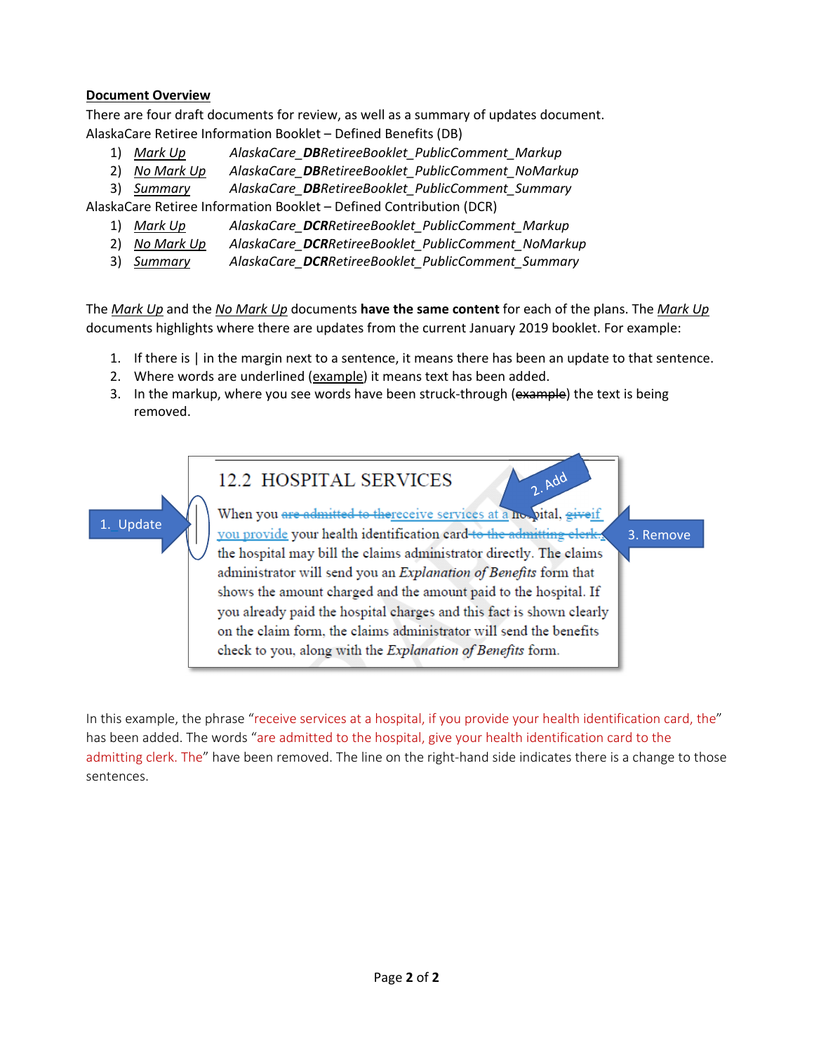**Document Overview**

There are four draft documents for review, as well as a summary of updates document.

AlaskaCare Retiree Information Booklet – Defined Benefits (DB)

1) *Mark Up* — *AlaskaCare_**DB**RetireeBooklet_PublicComment_Markup*
2) *No Mark Up* — *AlaskaCare_**DB**RetireeBooklet_PublicComment_NoMarkup*
3) *Summary* — *AlaskaCare_**DB**RetireeBooklet_PublicComment_Summary*

AlaskaCare Retiree Information Booklet – Defined Contribution (DCR)

1) *Mark Up* — *AlaskaCare_**DCR**RetireeBooklet_PublicComment_Markup*
2) *No Mark Up* — *AlaskaCare_**DCR**RetireeBooklet_PublicComment_NoMarkup*
3) *Summary* — *AlaskaCare_**DCR**RetireeBooklet_PublicComment_Summary*

The *Mark Up* and the *No Mark Up* documents **have the same content** for each of the plans. The *Mark Up* documents highlights where there are updates from the current January 2019 booklet. For example:

1. If there is | in the margin next to a sentence, it means there has been an update to that sentence.
2. Where words are underlined (<u>example</u>) it means text has been added.
3. In the markup, where you see words have been struck-through (~~example~~) the text is being removed.

1. Update

2. Add

3. Remove

12.2 HOSPITAL SERVICES

When you ~~are admitted to the~~<u>receive services at a</u> hospital, ~~give~~<u>if you provide</u> your health identification card ~~to the admitting clerk.~~<u>,</u> the hospital may bill the claims administrator directly. The claims administrator will send you an *Explanation of Benefits* form that shows the amount charged and the amount paid to the hospital. If you already paid the hospital charges and this fact is shown clearly on the claim form, the claims administrator will send the benefits check to you, along with the *Explanation of Benefits* form.

In this example, the phrase "receive services at a hospital, if you provide your health identification card, the" has been added. The words "are admitted to the hospital, give your health identification card to the admitting clerk. The" have been removed. The line on the right-hand side indicates there is a change to those sentences.